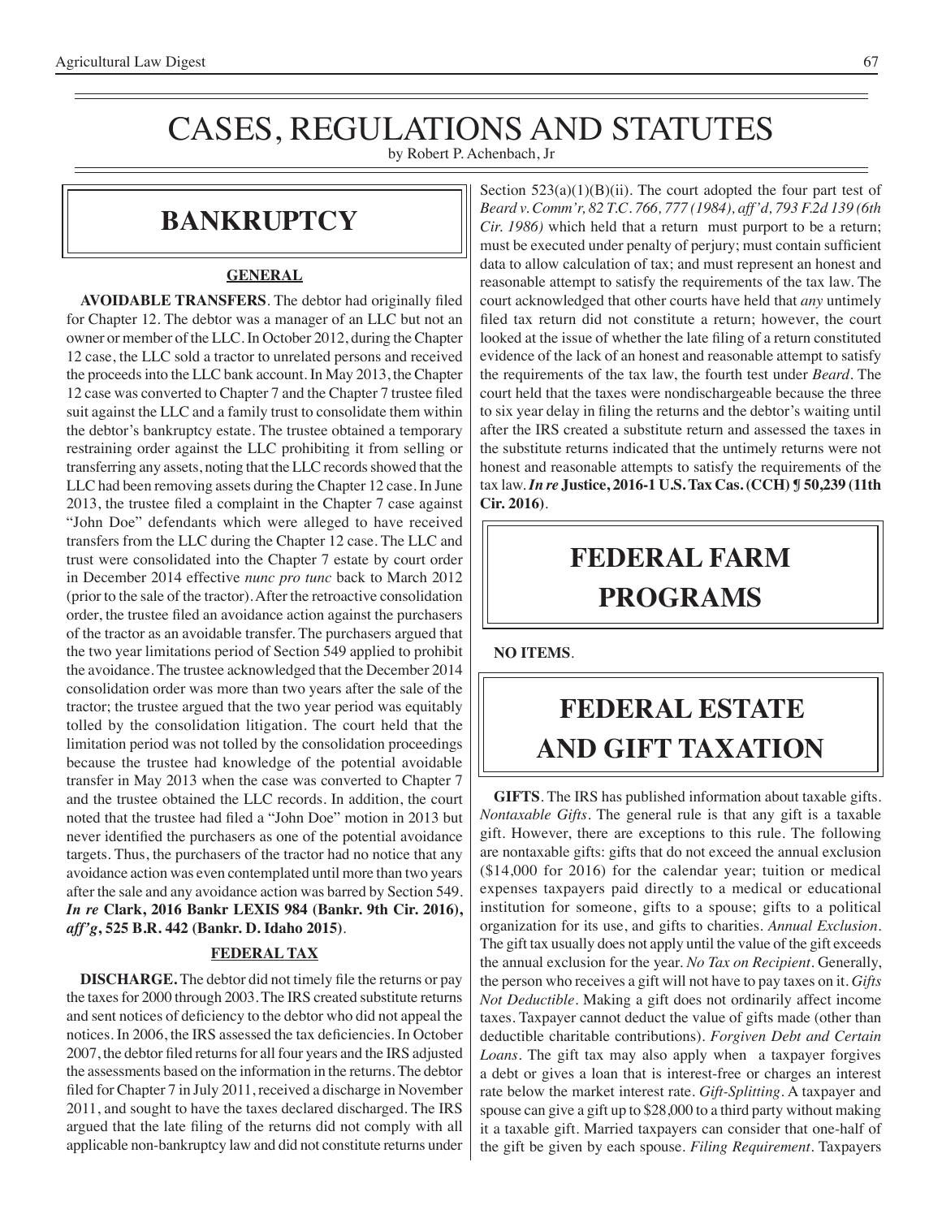# CASES, REGULATIONS AND STATUTES

by Robert P. Achenbach, Jr

## BANKRUPTCY

### GENERAL

**AVOIDABLE TRANSFERS**. The debtor had originally filed for Chapter 12. The debtor was a manager of an LLC but not an owner or member of the LLC. In October 2012, during the Chapter 12 case, the LLC sold a tractor to unrelated persons and received the proceeds into the LLC bank account. In May 2013, the Chapter 12 case was converted to Chapter 7 and the Chapter 7 trustee filed suit against the LLC and a family trust to consolidate them within the debtor's bankruptcy estate. The trustee obtained a temporary restraining order against the LLC prohibiting it from selling or transferring any assets, noting that the LLC records showed that the LLC had been removing assets during the Chapter 12 case. In June 2013, the trustee filed a complaint in the Chapter 7 case against "John Doe" defendants which were alleged to have received transfers from the LLC during the Chapter 12 case. The LLC and trust were consolidated into the Chapter 7 estate by court order in December 2014 effective *nunc pro tunc* back to March 2012 (prior to the sale of the tractor). After the retroactive consolidation order, the trustee filed an avoidance action against the purchasers of the tractor as an avoidable transfer. The purchasers argued that the two year limitations period of Section 549 applied to prohibit the avoidance. The trustee acknowledged that the December 2014 consolidation order was more than two years after the sale of the tractor; the trustee argued that the two year period was equitably tolled by the consolidation litigation. The court held that the limitation period was not tolled by the consolidation proceedings because the trustee had knowledge of the potential avoidable transfer in May 2013 when the case was converted to Chapter 7 and the trustee obtained the LLC records. In addition, the court noted that the trustee had filed a "John Doe" motion in 2013 but never identified the purchasers as one of the potential avoidance targets. Thus, the purchasers of the tractor had no notice that any avoidance action was even contemplated until more than two years after the sale and any avoidance action was barred by Section 549. ***In re* Clark, 2016 Bankr LEXIS 984 (Bankr. 9th Cir. 2016), *aff'g*, 525 B.R. 442 (Bankr. D. Idaho 2015)**.

### FEDERAL TAX

**DISCHARGE.** The debtor did not timely file the returns or pay the taxes for 2000 through 2003. The IRS created substitute returns and sent notices of deficiency to the debtor who did not appeal the notices. In 2006, the IRS assessed the tax deficiencies. In October 2007, the debtor filed returns for all four years and the IRS adjusted the assessments based on the information in the returns. The debtor filed for Chapter 7 in July 2011, received a discharge in November 2011, and sought to have the taxes declared discharged. The IRS argued that the late filing of the returns did not comply with all applicable non-bankruptcy law and did not constitute returns under Section 523(a)(1)(B)(ii). The court adopted the four part test of *Beard v. Comm'r, 82 T.C. 766, 777 (1984), aff'd, 793 F.2d 139 (6th Cir. 1986)* which held that a return must purport to be a return; must be executed under penalty of perjury; must contain sufficient data to allow calculation of tax; and must represent an honest and reasonable attempt to satisfy the requirements of the tax law. The court acknowledged that other courts have held that *any* untimely filed tax return did not constitute a return; however, the court looked at the issue of whether the late filing of a return constituted evidence of the lack of an honest and reasonable attempt to satisfy the requirements of the tax law, the fourth test under *Beard*. The court held that the taxes were nondischargeable because the three to six year delay in filing the returns and the debtor's waiting until after the IRS created a substitute return and assessed the taxes in the substitute returns indicated that the untimely returns were not honest and reasonable attempts to satisfy the requirements of the tax law. ***In re* Justice, 2016-1 U.S. Tax Cas. (CCH) ¶ 50,239 (11th Cir. 2016)**.

## FEDERAL FARM PROGRAMS

**NO ITEMS**.

## FEDERAL ESTATE AND GIFT TAXATION

**GIFTS**. The IRS has published information about taxable gifts. *Nontaxable Gifts*. The general rule is that any gift is a taxable gift. However, there are exceptions to this rule. The following are nontaxable gifts: gifts that do not exceed the annual exclusion ($14,000 for 2016) for the calendar year; tuition or medical expenses taxpayers paid directly to a medical or educational institution for someone, gifts to a spouse; gifts to a political organization for its use, and gifts to charities. *Annual Exclusion*. The gift tax usually does not apply until the value of the gift exceeds the annual exclusion for the year. *No Tax on Recipient*. Generally, the person who receives a gift will not have to pay taxes on it. *Gifts Not Deductible*. Making a gift does not ordinarily affect income taxes. Taxpayer cannot deduct the value of gifts made (other than deductible charitable contributions). *Forgiven Debt and Certain Loans*. The gift tax may also apply when a taxpayer forgives a debt or gives a loan that is interest-free or charges an interest rate below the market interest rate. *Gift-Splitting*. A taxpayer and spouse can give a gift up to $28,000 to a third party without making it a taxable gift. Married taxpayers can consider that one-half of the gift be given by each spouse. *Filing Requirement*. Taxpayers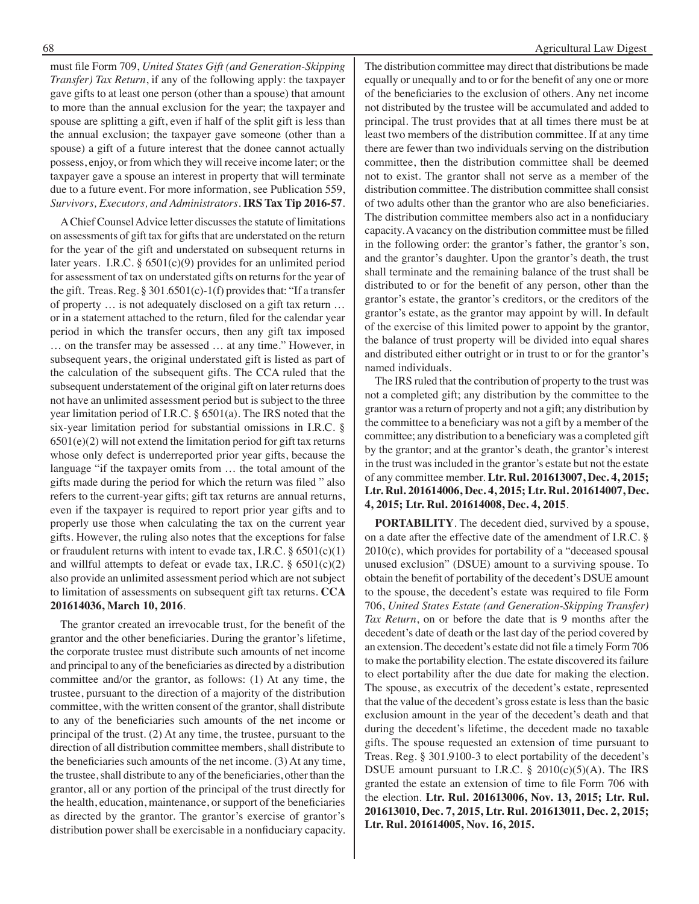must file Form 709, *United States Gift (and Generation-Skipping Transfer) Tax Return*, if any of the following apply: the taxpayer gave gifts to at least one person (other than a spouse) that amount to more than the annual exclusion for the year; the taxpayer and spouse are splitting a gift, even if half of the split gift is less than the annual exclusion; the taxpayer gave someone (other than a spouse) a gift of a future interest that the donee cannot actually possess, enjoy, or from which they will receive income later; or the taxpayer gave a spouse an interest in property that will terminate due to a future event. For more information, see Publication 559, *Survivors, Executors, and Administrators*. **IRS Tax Tip 2016-57**.

A Chief Counsel Advice letter discusses the statute of limitations on assessments of gift tax for gifts that are understated on the return for the year of the gift and understated on subsequent returns in later years. I.R.C. § 6501(c)(9) provides for an unlimited period for assessment of tax on understated gifts on returns for the year of the gift. Treas. Reg. § 301.6501(c)-1(f) provides that: "If a transfer of property … is not adequately disclosed on a gift tax return … or in a statement attached to the return, filed for the calendar year period in which the transfer occurs, then any gift tax imposed … on the transfer may be assessed … at any time." However, in subsequent years, the original understated gift is listed as part of the calculation of the subsequent gifts. The CCA ruled that the subsequent understatement of the original gift on later returns does not have an unlimited assessment period but is subject to the three year limitation period of I.R.C. § 6501(a). The IRS noted that the six-year limitation period for substantial omissions in I.R.C. § 6501(e)(2) will not extend the limitation period for gift tax returns whose only defect is underreported prior year gifts, because the language "if the taxpayer omits from … the total amount of the gifts made during the period for which the return was filed " also refers to the current-year gifts; gift tax returns are annual returns, even if the taxpayer is required to report prior year gifts and to properly use those when calculating the tax on the current year gifts. However, the ruling also notes that the exceptions for false or fraudulent returns with intent to evade tax, I.R.C. § 6501(c)(1) and willful attempts to defeat or evade tax, I.R.C. § 6501(c)(2) also provide an unlimited assessment period which are not subject to limitation of assessments on subsequent gift tax returns. **CCA 201614036, March 10, 2016**.

The grantor created an irrevocable trust, for the benefit of the grantor and the other beneficiaries. During the grantor's lifetime, the corporate trustee must distribute such amounts of net income and principal to any of the beneficiaries as directed by a distribution committee and/or the grantor, as follows: (1) At any time, the trustee, pursuant to the direction of a majority of the distribution committee, with the written consent of the grantor, shall distribute to any of the beneficiaries such amounts of the net income or principal of the trust. (2) At any time, the trustee, pursuant to the direction of all distribution committee members, shall distribute to the beneficiaries such amounts of the net income. (3) At any time, the trustee, shall distribute to any of the beneficiaries, other than the grantor, all or any portion of the principal of the trust directly for the health, education, maintenance, or support of the beneficiaries as directed by the grantor. The grantor's exercise of grantor's distribution power shall be exercisable in a nonfiduciary capacity. The distribution committee may direct that distributions be made equally or unequally and to or for the benefit of any one or more of the beneficiaries to the exclusion of others. Any net income not distributed by the trustee will be accumulated and added to principal. The trust provides that at all times there must be at least two members of the distribution committee. If at any time there are fewer than two individuals serving on the distribution committee, then the distribution committee shall be deemed not to exist. The grantor shall not serve as a member of the distribution committee. The distribution committee shall consist of two adults other than the grantor who are also beneficiaries. The distribution committee members also act in a nonfiduciary capacity. A vacancy on the distribution committee must be filled in the following order: the grantor's father, the grantor's son, and the grantor's daughter. Upon the grantor's death, the trust shall terminate and the remaining balance of the trust shall be distributed to or for the benefit of any person, other than the grantor's estate, the grantor's creditors, or the creditors of the grantor's estate, as the grantor may appoint by will. In default of the exercise of this limited power to appoint by the grantor, the balance of trust property will be divided into equal shares and distributed either outright or in trust to or for the grantor's named individuals.

The IRS ruled that the contribution of property to the trust was not a completed gift; any distribution by the committee to the grantor was a return of property and not a gift; any distribution by the committee to a beneficiary was not a gift by a member of the committee; any distribution to a beneficiary was a completed gift by the grantor; and at the grantor's death, the grantor's interest in the trust was included in the grantor's estate but not the estate of any committee member. **Ltr. Rul. 201613007, Dec. 4, 2015; Ltr. Rul. 201614006, Dec. 4, 2015; Ltr. Rul. 201614007, Dec. 4, 2015; Ltr. Rul. 201614008, Dec. 4, 2015**.

**PORTABILITY**. The decedent died, survived by a spouse, on a date after the effective date of the amendment of I.R.C. § 2010(c), which provides for portability of a "deceased spousal unused exclusion" (DSUE) amount to a surviving spouse. To obtain the benefit of portability of the decedent's DSUE amount to the spouse, the decedent's estate was required to file Form 706, *United States Estate (and Generation-Skipping Transfer) Tax Return*, on or before the date that is 9 months after the decedent's date of death or the last day of the period covered by an extension. The decedent's estate did not file a timely Form 706 to make the portability election. The estate discovered its failure to elect portability after the due date for making the election. The spouse, as executrix of the decedent's estate, represented that the value of the decedent's gross estate is less than the basic exclusion amount in the year of the decedent's death and that during the decedent's lifetime, the decedent made no taxable gifts. The spouse requested an extension of time pursuant to Treas. Reg. § 301.9100-3 to elect portability of the decedent's DSUE amount pursuant to I.R.C. § 2010(c)(5)(A). The IRS granted the estate an extension of time to file Form 706 with the election. **Ltr. Rul. 201613006, Nov. 13, 2015; Ltr. Rul. 201613010, Dec. 7, 2015, Ltr. Rul. 201613011, Dec. 2, 2015; Ltr. Rul. 201614005, Nov. 16, 2015.**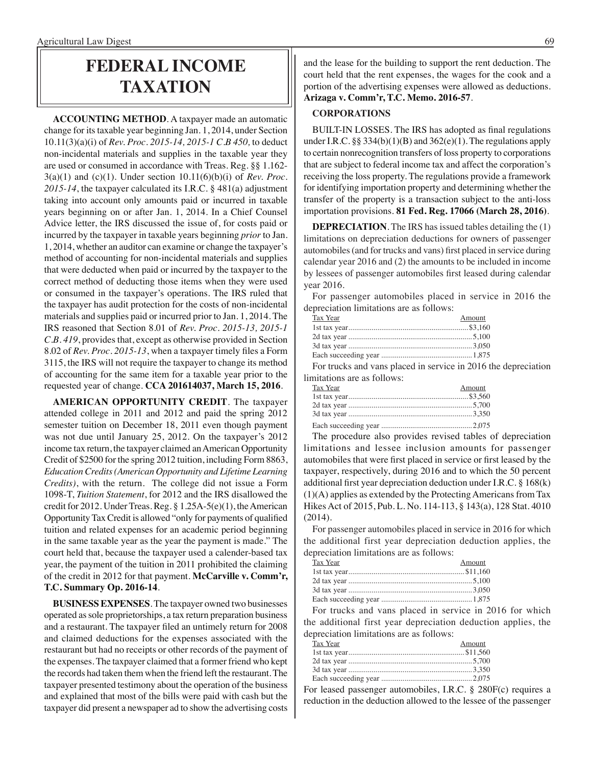# FEDERAL INCOME TAXATION

**ACCOUNTING METHOD**. A taxpayer made an automatic change for its taxable year beginning Jan. 1, 2014, under Section 10.11(3)(a)(i) of *Rev. Proc. 2015-14, 2015-1 C.B 450,* to deduct non-incidental materials and supplies in the taxable year they are used or consumed in accordance with Treas. Reg. §§ 1.162-3(a)(1) and (c)(1). Under section 10.11(6)(b)(i) of *Rev. Proc. 2015-14*, the taxpayer calculated its I.R.C. § 481(a) adjustment taking into account only amounts paid or incurred in taxable years beginning on or after Jan. 1, 2014. In a Chief Counsel Advice letter, the IRS discussed the issue of, for costs paid or incurred by the taxpayer in taxable years beginning *prior* to Jan. 1, 2014, whether an auditor can examine or change the taxpayer's method of accounting for non-incidental materials and supplies that were deducted when paid or incurred by the taxpayer to the correct method of deducting those items when they were used or consumed in the taxpayer's operations. The IRS ruled that the taxpayer has audit protection for the costs of non-incidental materials and supplies paid or incurred prior to Jan. 1, 2014. The IRS reasoned that Section 8.01 of *Rev. Proc. 2015-13, 2015-1 C.B. 419*, provides that, except as otherwise provided in Section 8.02 of *Rev. Proc. 2015-13*, when a taxpayer timely files a Form 3115, the IRS will not require the taxpayer to change its method of accounting for the same item for a taxable year prior to the requested year of change. **CCA 201614037, March 15, 2016**.

**AMERICAN OPPORTUNITY CREDIT**. The taxpayer attended college in 2011 and 2012 and paid the spring 2012 semester tuition on December 18, 2011 even though payment was not due until January 25, 2012. On the taxpayer's 2012 income tax return, the taxpayer claimed an American Opportunity Credit of $2500 for the spring 2012 tuition, including Form 8863, *Education Credits (American Opportunity and Lifetime Learning Credits)*, with the return. The college did not issue a Form 1098-T, *Tuition Statement*, for 2012 and the IRS disallowed the credit for 2012. Under Treas. Reg. § 1.25A-5(e)(1), the American Opportunity Tax Credit is allowed "only for payments of qualified tuition and related expenses for an academic period beginning in the same taxable year as the year the payment is made." The court held that, because the taxpayer used a calender-based tax year, the payment of the tuition in 2011 prohibited the claiming of the credit in 2012 for that payment. **McCarville v. Comm'r, T.C. Summary Op. 2016-14**.

**BUSINESS EXPENSES**. The taxpayer owned two businesses operated as sole proprietorships, a tax return preparation business and a restaurant. The taxpayer filed an untimely return for 2008 and claimed deductions for the expenses associated with the restaurant but had no receipts or other records of the payment of the expenses. The taxpayer claimed that a former friend who kept the records had taken them when the friend left the restaurant. The taxpayer presented testimony about the operation of the business and explained that most of the bills were paid with cash but the taxpayer did present a newspaper ad to show the advertising costs and the lease for the building to support the rent deduction. The court held that the rent expenses, the wages for the cook and a portion of the advertising expenses were allowed as deductions. **Arizaga v. Comm'r, T.C. Memo. 2016-57**.

## CORPORATIONS

BUILT-IN LOSSES. The IRS has adopted as final regulations under I.R.C. §§ 334(b)(1)(B) and 362(e)(1). The regulations apply to certain nonrecognition transfers of loss property to corporations that are subject to federal income tax and affect the corporation's receiving the loss property. The regulations provide a framework for identifying importation property and determining whether the transfer of the property is a transaction subject to the anti-loss importation provisions. **81 Fed. Reg. 17066 (March 28, 2016)**.

**DEPRECIATION**. The IRS has issued tables detailing the (1) limitations on depreciation deductions for owners of passenger automobiles (and for trucks and vans) first placed in service during calendar year 2016 and (2) the amounts to be included in income by lessees of passenger automobiles first leased during calendar year 2016.

For passenger automobiles placed in service in 2016 the depreciation limitations are as follows:

| Tax Year | Amount |
|---|---|
| 1st tax year | $3,160 |
| 2d tax year | 5,100 |
| 3d tax year | 3,050 |
| Each succeeding year | 1,875 |

For trucks and vans placed in service in 2016 the depreciation limitations are as follows:

| Tax Year | Amount |
|---|---|
| 1st tax year | $3,560 |
| 2d tax year | 5,700 |
| 3d tax year | 3,350 |
| Each succeeding year | 2,075 |

The procedure also provides revised tables of depreciation limitations and lessee inclusion amounts for passenger automobiles that were first placed in service or first leased by the taxpayer, respectively, during 2016 and to which the 50 percent additional first year depreciation deduction under I.R.C. § 168(k)(1)(A) applies as extended by the Protecting Americans from Tax Hikes Act of 2015, Pub. L. No. 114-113, § 143(a), 128 Stat. 4010 (2014).

For passenger automobiles placed in service in 2016 for which the additional first year depreciation deduction applies, the depreciation limitations are as follows:

| Tax Year | Amount |
|---|---|
| 1st tax year | $11,160 |
| 2d tax year | 5,100 |
| 3d tax year | 3,050 |
| Each succeeding year | 1,875 |

For trucks and vans placed in service in 2016 for which the additional first year depreciation deduction applies, the depreciation limitations are as follows:

| Tax Year | Amount |
|---|---|
| 1st tax year | $11,560 |
| 2d tax year | 5,700 |
| 3d tax year | 3,350 |
| Each succeeding year | 2,075 |

For leased passenger automobiles, I.R.C. § 280F(c) requires a reduction in the deduction allowed to the lessee of the passenger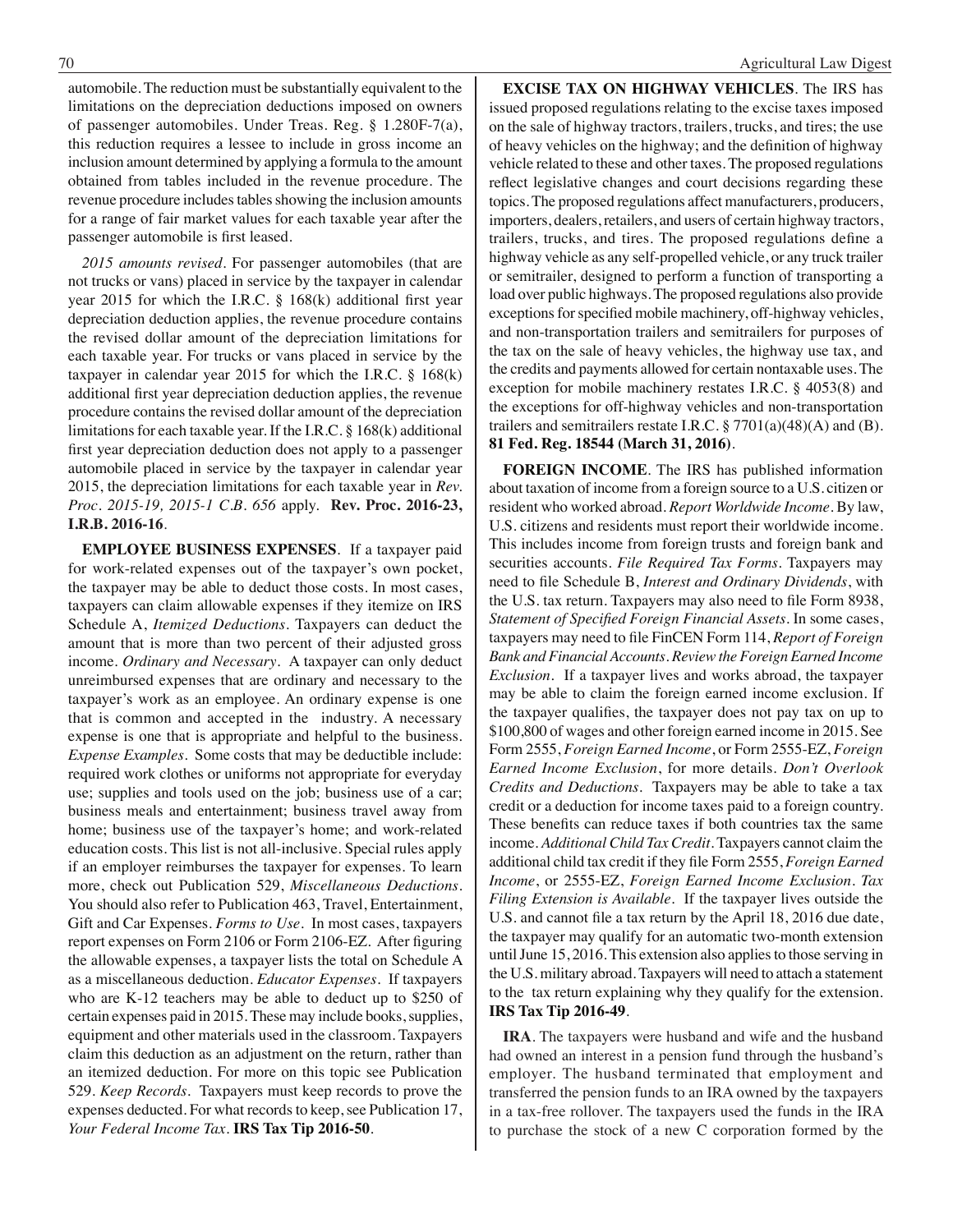automobile. The reduction must be substantially equivalent to the limitations on the depreciation deductions imposed on owners of passenger automobiles. Under Treas. Reg. § 1.280F-7(a), this reduction requires a lessee to include in gross income an inclusion amount determined by applying a formula to the amount obtained from tables included in the revenue procedure. The revenue procedure includes tables showing the inclusion amounts for a range of fair market values for each taxable year after the passenger automobile is first leased.

*2015 amounts revised*. For passenger automobiles (that are not trucks or vans) placed in service by the taxpayer in calendar year 2015 for which the I.R.C. § 168(k) additional first year depreciation deduction applies, the revenue procedure contains the revised dollar amount of the depreciation limitations for each taxable year. For trucks or vans placed in service by the taxpayer in calendar year 2015 for which the I.R.C. § 168(k) additional first year depreciation deduction applies, the revenue procedure contains the revised dollar amount of the depreciation limitations for each taxable year. If the I.R.C. § 168(k) additional first year depreciation deduction does not apply to a passenger automobile placed in service by the taxpayer in calendar year 2015, the depreciation limitations for each taxable year in *Rev. Proc. 2015-19, 2015-1 C.B. 656* apply. **Rev. Proc. 2016-23, I.R.B. 2016-16**.

**EMPLOYEE BUSINESS EXPENSES**. If a taxpayer paid for work-related expenses out of the taxpayer's own pocket, the taxpayer may be able to deduct those costs. In most cases, taxpayers can claim allowable expenses if they itemize on IRS Schedule A, *Itemized Deductions*. Taxpayers can deduct the amount that is more than two percent of their adjusted gross income. *Ordinary and Necessary*. A taxpayer can only deduct unreimbursed expenses that are ordinary and necessary to the taxpayer's work as an employee. An ordinary expense is one that is common and accepted in the industry. A necessary expense is one that is appropriate and helpful to the business. *Expense Examples*. Some costs that may be deductible include: required work clothes or uniforms not appropriate for everyday use; supplies and tools used on the job; business use of a car; business meals and entertainment; business travel away from home; business use of the taxpayer's home; and work-related education costs. This list is not all-inclusive. Special rules apply if an employer reimburses the taxpayer for expenses. To learn more, check out Publication 529, *Miscellaneous Deductions*. You should also refer to Publication 463, Travel, Entertainment, Gift and Car Expenses. *Forms to Use*. In most cases, taxpayers report expenses on Form 2106 or Form 2106-EZ. After figuring the allowable expenses, a taxpayer lists the total on Schedule A as a miscellaneous deduction. *Educator Expenses*. If taxpayers who are K-12 teachers may be able to deduct up to $250 of certain expenses paid in 2015. These may include books, supplies, equipment and other materials used in the classroom. Taxpayers claim this deduction as an adjustment on the return, rather than an itemized deduction. For more on this topic see Publication 529. *Keep Records*. Taxpayers must keep records to prove the expenses deducted. For what records to keep, see Publication 17, *Your Federal Income Tax*. **IRS Tax Tip 2016-50**.

**EXCISE TAX ON HIGHWAY VEHICLES**. The IRS has issued proposed regulations relating to the excise taxes imposed on the sale of highway tractors, trailers, trucks, and tires; the use of heavy vehicles on the highway; and the definition of highway vehicle related to these and other taxes. The proposed regulations reflect legislative changes and court decisions regarding these topics. The proposed regulations affect manufacturers, producers, importers, dealers, retailers, and users of certain highway tractors, trailers, trucks, and tires. The proposed regulations define a highway vehicle as any self-propelled vehicle, or any truck trailer or semitrailer, designed to perform a function of transporting a load over public highways. The proposed regulations also provide exceptions for specified mobile machinery, off-highway vehicles, and non-transportation trailers and semitrailers for purposes of the tax on the sale of heavy vehicles, the highway use tax, and the credits and payments allowed for certain nontaxable uses. The exception for mobile machinery restates I.R.C. § 4053(8) and the exceptions for off-highway vehicles and non-transportation trailers and semitrailers restate I.R.C. § 7701(a)(48)(A) and (B). **81 Fed. Reg. 18544 (March 31, 2016)**.

**FOREIGN INCOME**. The IRS has published information about taxation of income from a foreign source to a U.S. citizen or resident who worked abroad. *Report Worldwide Income*. By law, U.S. citizens and residents must report their worldwide income. This includes income from foreign trusts and foreign bank and securities accounts. *File Required Tax Forms*. Taxpayers may need to file Schedule B, *Interest and Ordinary Dividends*, with the U.S. tax return. Taxpayers may also need to file Form 8938, *Statement of Specified Foreign Financial Assets*. In some cases, taxpayers may need to file FinCEN Form 114, *Report of Foreign Bank and Financial Accounts*. *Review the Foreign Earned Income Exclusion*. If a taxpayer lives and works abroad, the taxpayer may be able to claim the foreign earned income exclusion. If the taxpayer qualifies, the taxpayer does not pay tax on up to $100,800 of wages and other foreign earned income in 2015. See Form 2555, *Foreign Earned Income*, or Form 2555-EZ, *Foreign Earned Income Exclusion*, for more details. *Don't Overlook Credits and Deductions*. Taxpayers may be able to take a tax credit or a deduction for income taxes paid to a foreign country. These benefits can reduce taxes if both countries tax the same income. *Additional Child Tax Credit*. Taxpayers cannot claim the additional child tax credit if they file Form 2555, *Foreign Earned Income*, or 2555-EZ, *Foreign Earned Income Exclusion*. *Tax Filing Extension is Available*. If the taxpayer lives outside the U.S. and cannot file a tax return by the April 18, 2016 due date, the taxpayer may qualify for an automatic two-month extension until June 15, 2016. This extension also applies to those serving in the U.S. military abroad. Taxpayers will need to attach a statement to the tax return explaining why they qualify for the extension. **IRS Tax Tip 2016-49**.

**IRA**. The taxpayers were husband and wife and the husband had owned an interest in a pension fund through the husband's employer. The husband terminated that employment and transferred the pension funds to an IRA owned by the taxpayers in a tax-free rollover. The taxpayers used the funds in the IRA to purchase the stock of a new C corporation formed by the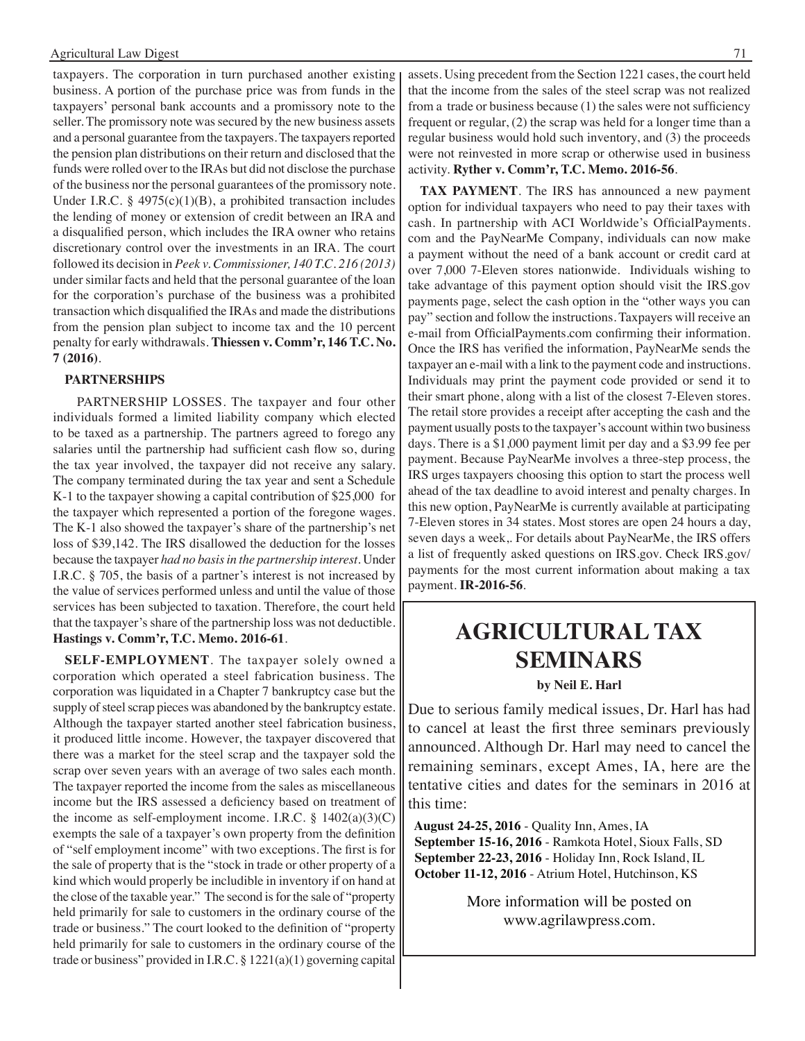taxpayers. The corporation in turn purchased another existing business. A portion of the purchase price was from funds in the taxpayers' personal bank accounts and a promissory note to the seller. The promissory note was secured by the new business assets and a personal guarantee from the taxpayers. The taxpayers reported the pension plan distributions on their return and disclosed that the funds were rolled over to the IRAs but did not disclose the purchase of the business nor the personal guarantees of the promissory note. Under I.R.C. § 4975(c)(1)(B), a prohibited transaction includes the lending of money or extension of credit between an IRA and a disqualified person, which includes the IRA owner who retains discretionary control over the investments in an IRA. The court followed its decision in *Peek v. Commissioner, 140 T.C. 216 (2013)* under similar facts and held that the personal guarantee of the loan for the corporation's purchase of the business was a prohibited transaction which disqualified the IRAs and made the distributions from the pension plan subject to income tax and the 10 percent penalty for early withdrawals. **Thiessen v. Comm'r, 146 T.C. No. 7 (2016)**.

**PARTNERSHIPS**

PARTNERSHIP LOSSES. The taxpayer and four other individuals formed a limited liability company which elected to be taxed as a partnership. The partners agreed to forego any salaries until the partnership had sufficient cash flow so, during the tax year involved, the taxpayer did not receive any salary. The company terminated during the tax year and sent a Schedule K-1 to the taxpayer showing a capital contribution of $25,000 for the taxpayer which represented a portion of the foregone wages. The K-1 also showed the taxpayer's share of the partnership's net loss of $39,142. The IRS disallowed the deduction for the losses because the taxpayer *had no basis in the partnership interest*. Under I.R.C. § 705, the basis of a partner's interest is not increased by the value of services performed unless and until the value of those services has been subjected to taxation. Therefore, the court held that the taxpayer's share of the partnership loss was not deductible. **Hastings v. Comm'r, T.C. Memo. 2016-61**.

**SELF-EMPLOYMENT**. The taxpayer solely owned a corporation which operated a steel fabrication business. The corporation was liquidated in a Chapter 7 bankruptcy case but the supply of steel scrap pieces was abandoned by the bankruptcy estate. Although the taxpayer started another steel fabrication business, it produced little income. However, the taxpayer discovered that there was a market for the steel scrap and the taxpayer sold the scrap over seven years with an average of two sales each month. The taxpayer reported the income from the sales as miscellaneous income but the IRS assessed a deficiency based on treatment of the income as self-employment income. I.R.C. § 1402(a)(3)(C) exempts the sale of a taxpayer's own property from the definition of "self employment income" with two exceptions. The first is for the sale of property that is the "stock in trade or other property of a kind which would properly be includible in inventory if on hand at the close of the taxable year." The second is for the sale of "property held primarily for sale to customers in the ordinary course of the trade or business." The court looked to the definition of "property held primarily for sale to customers in the ordinary course of the trade or business" provided in I.R.C. § 1221(a)(1) governing capital assets. Using precedent from the Section 1221 cases, the court held that the income from the sales of the steel scrap was not realized from a trade or business because (1) the sales were not sufficiency frequent or regular, (2) the scrap was held for a longer time than a regular business would hold such inventory, and (3) the proceeds were not reinvested in more scrap or otherwise used in business activity. **Ryther v. Comm'r, T.C. Memo. 2016-56**.

**TAX PAYMENT**. The IRS has announced a new payment option for individual taxpayers who need to pay their taxes with cash. In partnership with ACI Worldwide's OfficialPayments.com and the PayNearMe Company, individuals can now make a payment without the need of a bank account or credit card at over 7,000 7-Eleven stores nationwide. Individuals wishing to take advantage of this payment option should visit the IRS.gov payments page, select the cash option in the "other ways you can pay" section and follow the instructions. Taxpayers will receive an e-mail from OfficialPayments.com confirming their information. Once the IRS has verified the information, PayNearMe sends the taxpayer an e-mail with a link to the payment code and instructions. Individuals may print the payment code provided or send it to their smart phone, along with a list of the closest 7-Eleven stores. The retail store provides a receipt after accepting the cash and the payment usually posts to the taxpayer's account within two business days. There is a $1,000 payment limit per day and a $3.99 fee per payment. Because PayNearMe involves a three-step process, the IRS urges taxpayers choosing this option to start the process well ahead of the tax deadline to avoid interest and penalty charges. In this new option, PayNearMe is currently available at participating 7-Eleven stores in 34 states. Most stores are open 24 hours a day, seven days a week,. For details about PayNearMe, the IRS offers a list of frequently asked questions on IRS.gov. Check IRS.gov/payments for the most current information about making a tax payment. **IR-2016-56**.

# AGRICULTURAL TAX SEMINARS

**by Neil E. Harl**

Due to serious family medical issues, Dr. Harl has had to cancel at least the first three seminars previously announced. Although Dr. Harl may need to cancel the remaining seminars, except Ames, IA, here are the tentative cities and dates for the seminars in 2016 at this time:

**August 24-25, 2016** - Quality Inn, Ames, IA
**September 15-16, 2016** - Ramkota Hotel, Sioux Falls, SD
**September 22-23, 2016** - Holiday Inn, Rock Island, IL
**October 11-12, 2016** - Atrium Hotel, Hutchinson, KS

More information will be posted on www.agrilawpress.com.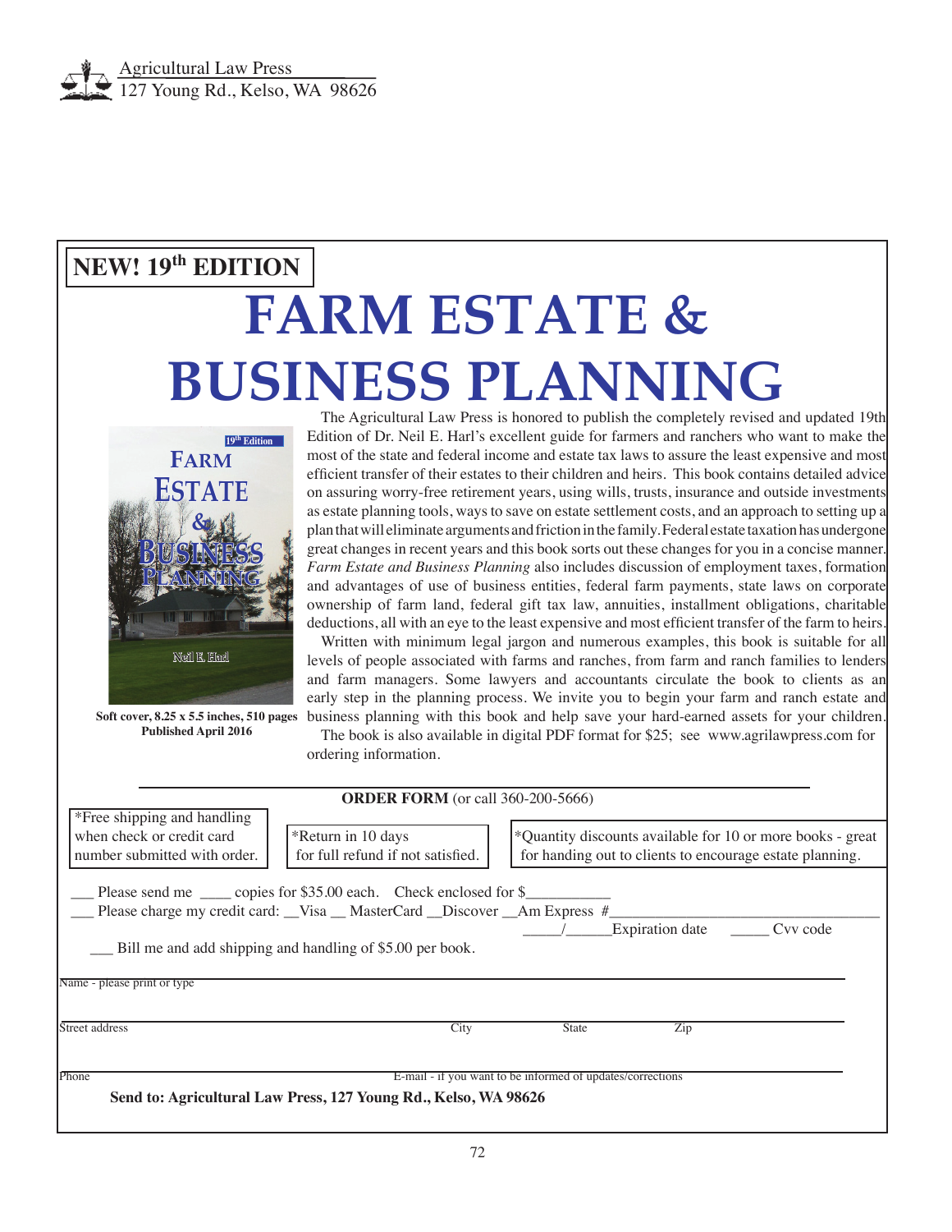Agricultural Law Press
127 Young Rd., Kelso, WA 98626

**NEW! 19th EDITION**

# FARM ESTATE & BUSINESS PLANNING

Soft cover, 8.25 x 5.5 inches, 510 pages
Published April 2016

The Agricultural Law Press is honored to publish the completely revised and updated 19th Edition of Dr. Neil E. Harl's excellent guide for farmers and ranchers who want to make the most of the state and federal income and estate tax laws to assure the least expensive and most efficient transfer of their estates to their children and heirs. This book contains detailed advice on assuring worry-free retirement years, using wills, trusts, insurance and outside investments as estate planning tools, ways to save on estate settlement costs, and an approach to setting up a plan that will eliminate arguments and friction in the family. Federal estate taxation has undergone great changes in recent years and this book sorts out these changes for you in a concise manner. *Farm Estate and Business Planning* also includes discussion of employment taxes, formation and advantages of use of business entities, federal farm payments, state laws on corporate ownership of farm land, federal gift tax law, annuities, installment obligations, charitable deductions, all with an eye to the least expensive and most efficient transfer of the farm to heirs.

Written with minimum legal jargon and numerous examples, this book is suitable for all levels of people associated with farms and ranches, from farm and ranch families to lenders and farm managers. Some lawyers and accountants circulate the book to clients as an early step in the planning process. We invite you to begin your farm and ranch estate and business planning with this book and help save your hard-earned assets for your children.

The book is also available in digital PDF format for $25; see www.agrilawpress.com for ordering information.

**ORDER FORM** (or call 360-200-5666)

*Free shipping and handling when check or credit card number submitted with order.

*Return in 10 days for full refund if not satisfied.

*Quantity discounts available for 10 or more books - great for handing out to clients to encourage estate planning.

___ Please send me ____ copies for $35.00 each. Check enclosed for $__________

___ Please charge my credit card: __Visa __ MasterCard __Discover __Am Express #________________________________

_____/______Expiration date _____ Cvv code

___ Bill me and add shipping and handling of $5.00 per book.

Name - please print or type

Street address City State Zip

Phone E-mail - if you want to be informed of updates/corrections

**Send to: Agricultural Law Press, 127 Young Rd., Kelso, WA 98626**